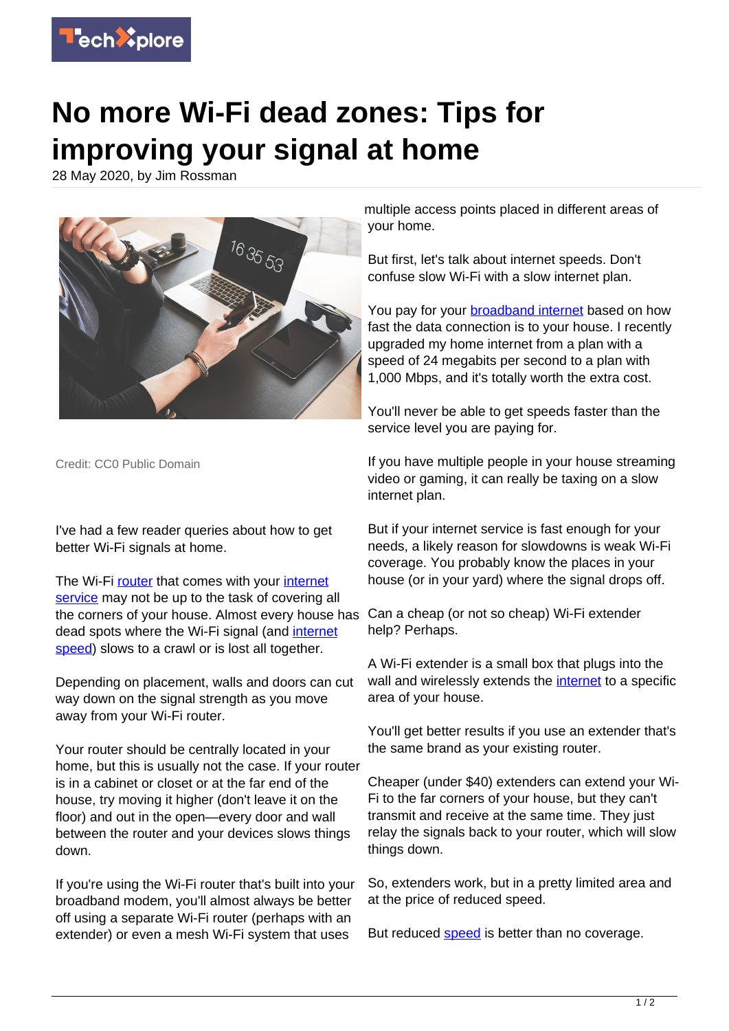# No more Wi-Fi dead zones: Tips for improving your signal at home

28 May 2020, by Jim Rossman

Credit: CC0 Public Domain

I've had a few reader queries about how to get better Wi-Fi signals at home.

The Wi-Fi router that comes with your internet service may not be up to the task of covering all the corners of your house. Almost every house has dead spots where the Wi-Fi signal (and internet speed) slows to a crawl or is lost all together.

Depending on placement, walls and doors can cut way down on the signal strength as you move away from your Wi-Fi router.

Your router should be centrally located in your home, but this is usually not the case. If your router is in a cabinet or closet or at the far end of the house, try moving it higher (don't leave it on the floor) and out in the open—every door and wall between the router and your devices slows things down.

If you're using the Wi-Fi router that's built into your broadband modem, you'll almost always be better off using a separate Wi-Fi router (perhaps with an extender) or even a mesh Wi-Fi system that uses multiple access points placed in different areas of your home.

But first, let's talk about internet speeds. Don't confuse slow Wi-Fi with a slow internet plan.

You pay for your broadband internet based on how fast the data connection is to your house. I recently upgraded my home internet from a plan with a speed of 24 megabits per second to a plan with 1,000 Mbps, and it's totally worth the extra cost.

You'll never be able to get speeds faster than the service level you are paying for.

If you have multiple people in your house streaming video or gaming, it can really be taxing on a slow internet plan.

But if your internet service is fast enough for your needs, a likely reason for slowdowns is weak Wi-Fi coverage. You probably know the places in your house (or in your yard) where the signal drops off.

Can a cheap (or not so cheap) Wi-Fi extender help? Perhaps.

A Wi-Fi extender is a small box that plugs into the wall and wirelessly extends the internet to a specific area of your house.

You'll get better results if you use an extender that's the same brand as your existing router.

Cheaper (under $40) extenders can extend your Wi-Fi to the far corners of your house, but they can't transmit and receive at the same time. They just relay the signals back to your router, which will slow things down.

So, extenders work, but in a pretty limited area and at the price of reduced speed.

But reduced speed is better than no coverage.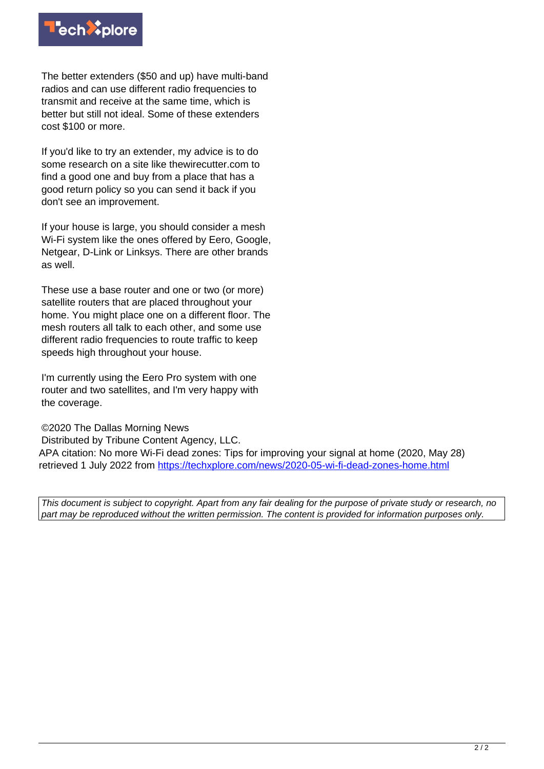The better extenders ($50 and up) have multi-band radios and can use different radio frequencies to transmit and receive at the same time, which is better but still not ideal. Some of these extenders cost $100 or more.

If you'd like to try an extender, my advice is to do some research on a site like thewirecutter.com to find a good one and buy from a place that has a good return policy so you can send it back if you don't see an improvement.

If your house is large, you should consider a mesh Wi-Fi system like the ones offered by Eero, Google, Netgear, D-Link or Linksys. There are other brands as well.

These use a base router and one or two (or more) satellite routers that are placed throughout your home. You might place one on a different floor. The mesh routers all talk to each other, and some use different radio frequencies to route traffic to keep speeds high throughout your house.

I'm currently using the Eero Pro system with one router and two satellites, and I'm very happy with the coverage.

©2020 The Dallas Morning News
Distributed by Tribune Content Agency, LLC.

APA citation: No more Wi-Fi dead zones: Tips for improving your signal at home (2020, May 28) retrieved 1 July 2022 from https://techxplore.com/news/2020-05-wi-fi-dead-zones-home.html

*This document is subject to copyright. Apart from any fair dealing for the purpose of private study or research, no part may be reproduced without the written permission. The content is provided for information purposes only.*